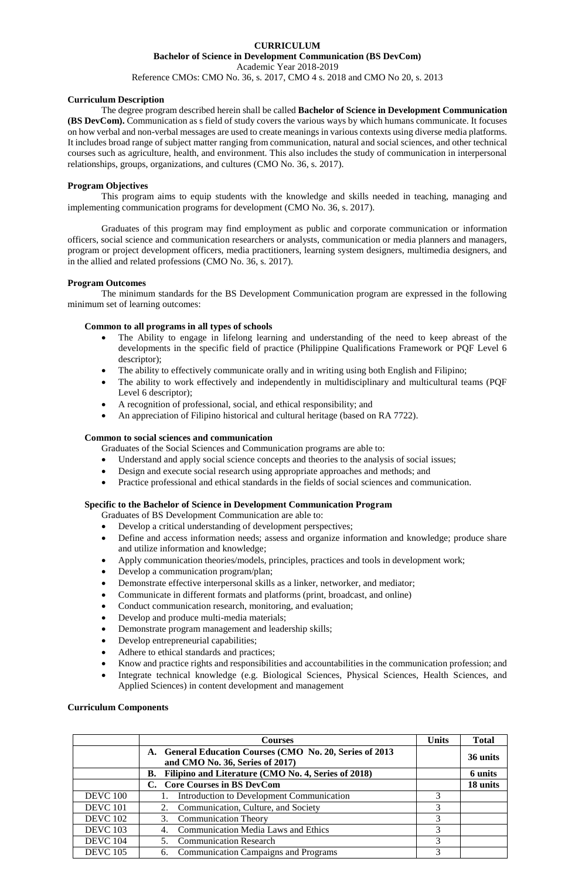# CURRICULUM

## Bachelor of Science in Development Communication (BS DevCom)

Academic Year 2018-2019

Reference CMOs: CMO No. 36, s. 2017, CMO 4 s. 2018 and CMO No 20, s. 2013

### Curriculum Description

The degree program described herein shall be called **Bachelor of Science in Development Communication (BS DevCom).** Communication as s field of study covers the various ways by which humans communicate. It focuses on how verbal and non-verbal messages are used to create meanings in various contexts using diverse media platforms. It includes broad range of subject matter ranging from communication, natural and social sciences, and other technical courses such as agriculture, health, and environment. This also includes the study of communication in interpersonal relationships, groups, organizations, and cultures (CMO No. 36, s. 2017).

### Program Objectives

This program aims to equip students with the knowledge and skills needed in teaching, managing and implementing communication programs for development (CMO No. 36, s. 2017).

Graduates of this program may find employment as public and corporate communication or information officers, social science and communication researchers or analysts, communication or media planners and managers, program or project development officers, media practitioners, learning system designers, multimedia designers, and in the allied and related professions (CMO No. 36, s. 2017).

### Program Outcomes

The minimum standards for the BS Development Communication program are expressed in the following minimum set of learning outcomes:

#### Common to all programs in all types of schools

- The Ability to engage in lifelong learning and understanding of the need to keep abreast of the developments in the specific field of practice (Philippine Qualifications Framework or PQF Level 6 descriptor);
- The ability to effectively communicate orally and in writing using both English and Filipino;
- The ability to work effectively and independently in multidisciplinary and multicultural teams (PQF Level 6 descriptor);
- A recognition of professional, social, and ethical responsibility; and
- An appreciation of Filipino historical and cultural heritage (based on RA 7722).

#### Common to social sciences and communication

Graduates of the Social Sciences and Communication programs are able to:

- Understand and apply social science concepts and theories to the analysis of social issues;
- Design and execute social research using appropriate approaches and methods; and
- Practice professional and ethical standards in the fields of social sciences and communication.

#### Specific to the Bachelor of Science in Development Communication Program

Graduates of BS Development Communication are able to:

- Develop a critical understanding of development perspectives;
- Define and access information needs; assess and organize information and knowledge; produce share and utilize information and knowledge;
- Apply communication theories/models, principles, practices and tools in development work;
- Develop a communication program/plan;
- Demonstrate effective interpersonal skills as a linker, networker, and mediator;
- Communicate in different formats and platforms (print, broadcast, and online)
- Conduct communication research, monitoring, and evaluation;
- Develop and produce multi-media materials;
- Demonstrate program management and leadership skills;
- Develop entrepreneurial capabilities;
- Adhere to ethical standards and practices;
- Know and practice rights and responsibilities and accountabilities in the communication profession; and
- Integrate technical knowledge (e.g. Biological Sciences, Physical Sciences, Health Sciences, and Applied Sciences) in content development and management

### Curriculum Components

| | Courses | Units | Total |
|---|---|---|---|
| | **A. General Education Courses (CMO No. 20, Series of 2013 and CMO No. 36, Series of 2017)** | | **36 units** |
| | **B. Filipino and Literature (CMO No. 4, Series of 2018)** | | **6 units** |
| | **C. Core Courses in BS DevCom** | | **18 units** |
| DEVC 100 | 1. Introduction to Development Communication | 3 | |
| DEVC 101 | 2. Communication, Culture, and Society | 3 | |
| DEVC 102 | 3. Communication Theory | 3 | |
| DEVC 103 | 4. Communication Media Laws and Ethics | 3 | |
| DEVC 104 | 5. Communication Research | 3 | |
| DEVC 105 | 6. Communication Campaigns and Programs | 3 | |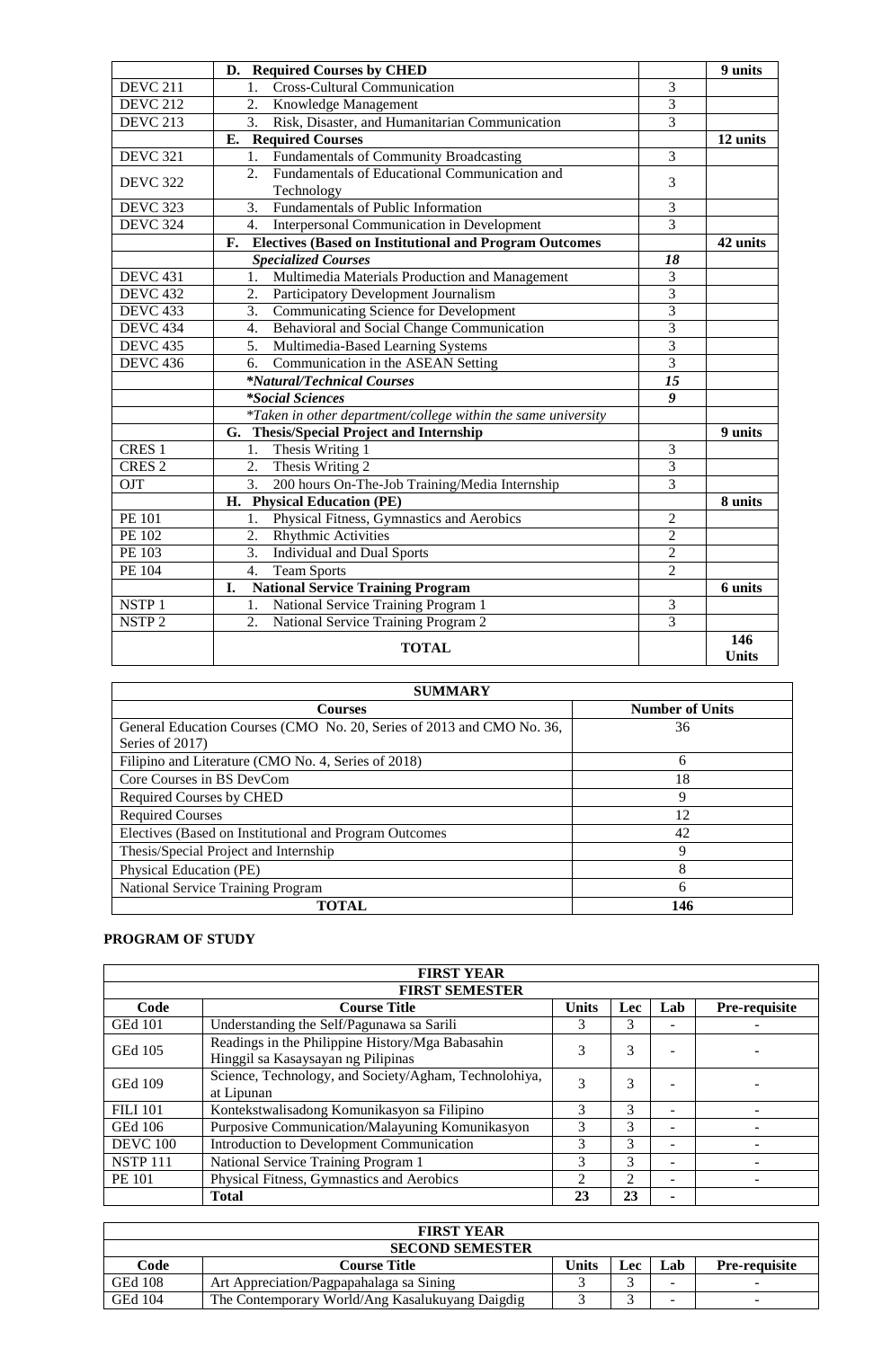| | D. Required Courses by CHED | | 9 units |
|---|---|---|---|
| DEVC 211 | 1. Cross-Cultural Communication | 3 | |
| DEVC 212 | 2. Knowledge Management | 3 | |
| DEVC 213 | 3. Risk, Disaster, and Humanitarian Communication | 3 | |
| | **E. Required Courses** | | **12 units** |
| DEVC 321 | 1. Fundamentals of Community Broadcasting | 3 | |
| DEVC 322 | 2. Fundamentals of Educational Communication and Technology | 3 | |
| DEVC 323 | 3. Fundamentals of Public Information | 3 | |
| DEVC 324 | 4. Interpersonal Communication in Development | 3 | |
| | **F. Electives (Based on Institutional and Program Outcomes** | | **42 units** |
| | ***Specialized Courses*** | ***18*** | |
| DEVC 431 | 1. Multimedia Materials Production and Management | 3 | |
| DEVC 432 | 2. Participatory Development Journalism | 3 | |
| DEVC 433 | 3. Communicating Science for Development | 3 | |
| DEVC 434 | 4. Behavioral and Social Change Communication | 3 | |
| DEVC 435 | 5. Multimedia-Based Learning Systems | 3 | |
| DEVC 436 | 6. Communication in the ASEAN Setting | 3 | |
| | ***\*Natural/Technical Courses*** | ***15*** | |
| | ***\*Social Sciences*** | ***9*** | |
| | *\*Taken in other department/college within the same university* | | |
| | **G. Thesis/Special Project and Internship** | | **9 units** |
| CRES 1 | 1. Thesis Writing 1 | 3 | |
| CRES 2 | 2. Thesis Writing 2 | 3 | |
| OJT | 3. 200 hours On-The-Job Training/Media Internship | 3 | |
| | **H. Physical Education (PE)** | | **8 units** |
| PE 101 | 1. Physical Fitness, Gymnastics and Aerobics | 2 | |
| PE 102 | 2. Rhythmic Activities | 2 | |
| PE 103 | 3. Individual and Dual Sports | 2 | |
| PE 104 | 4. Team Sports | 2 | |
| | **I. National Service Training Program** | | **6 units** |
| NSTP 1 | 1. National Service Training Program 1 | 3 | |
| NSTP 2 | 2. National Service Training Program 2 | 3 | |
| | **TOTAL** | | **146 Units** |

| SUMMARY | |
|---|---|
| **Courses** | **Number of Units** |
| General Education Courses (CMO No. 20, Series of 2013 and CMO No. 36, Series of 2017) | 36 |
| Filipino and Literature (CMO No. 4, Series of 2018) | 6 |
| Core Courses in BS DevCom | 18 |
| Required Courses by CHED | 9 |
| Required Courses | 12 |
| Electives (Based on Institutional and Program Outcomes | 42 |
| Thesis/Special Project and Internship | 9 |
| Physical Education (PE) | 8 |
| National Service Training Program | 6 |
| **TOTAL** | **146** |

**PROGRAM OF STUDY**

| FIRST YEAR | | | | | |
|---|---|---|---|---|---|
| **FIRST SEMESTER** | | | | | |
| **Code** | **Course Title** | **Units** | **Lec** | **Lab** | **Pre-requisite** |
| GEd 101 | Understanding the Self/Pagunawa sa Sarili | 3 | 3 | - | - |
| GEd 105 | Readings in the Philippine History/Mga Babasahin Hinggil sa Kasaysayan ng Pilipinas | 3 | 3 | - | - |
| GEd 109 | Science, Technology, and Society/Agham, Technolohiya, at Lipunan | 3 | 3 | - | - |
| FILI 101 | Kontekstwalisadong Komunikasyon sa Filipino | 3 | 3 | - | - |
| GEd 106 | Purposive Communication/Malayuning Komunikasyon | 3 | 3 | - | - |
| DEVC 100 | Introduction to Development Communication | 3 | 3 | - | - |
| NSTP 111 | National Service Training Program 1 | 3 | 3 | - | - |
| PE 101 | Physical Fitness, Gymnastics and Aerobics | 2 | 2 | - | - |
| | **Total** | **23** | **23** | **-** | |

| FIRST YEAR | | | | | |
|---|---|---|---|---|---|
| **SECOND SEMESTER** | | | | | |
| **Code** | **Course Title** | **Units** | **Lec** | **Lab** | **Pre-requisite** |
| GEd 108 | Art Appreciation/Pagpapahalaga sa Sining | 3 | 3 | - | - |
| GEd 104 | The Contemporary World/Ang Kasalukuyang Daigdig | 3 | 3 | - | - |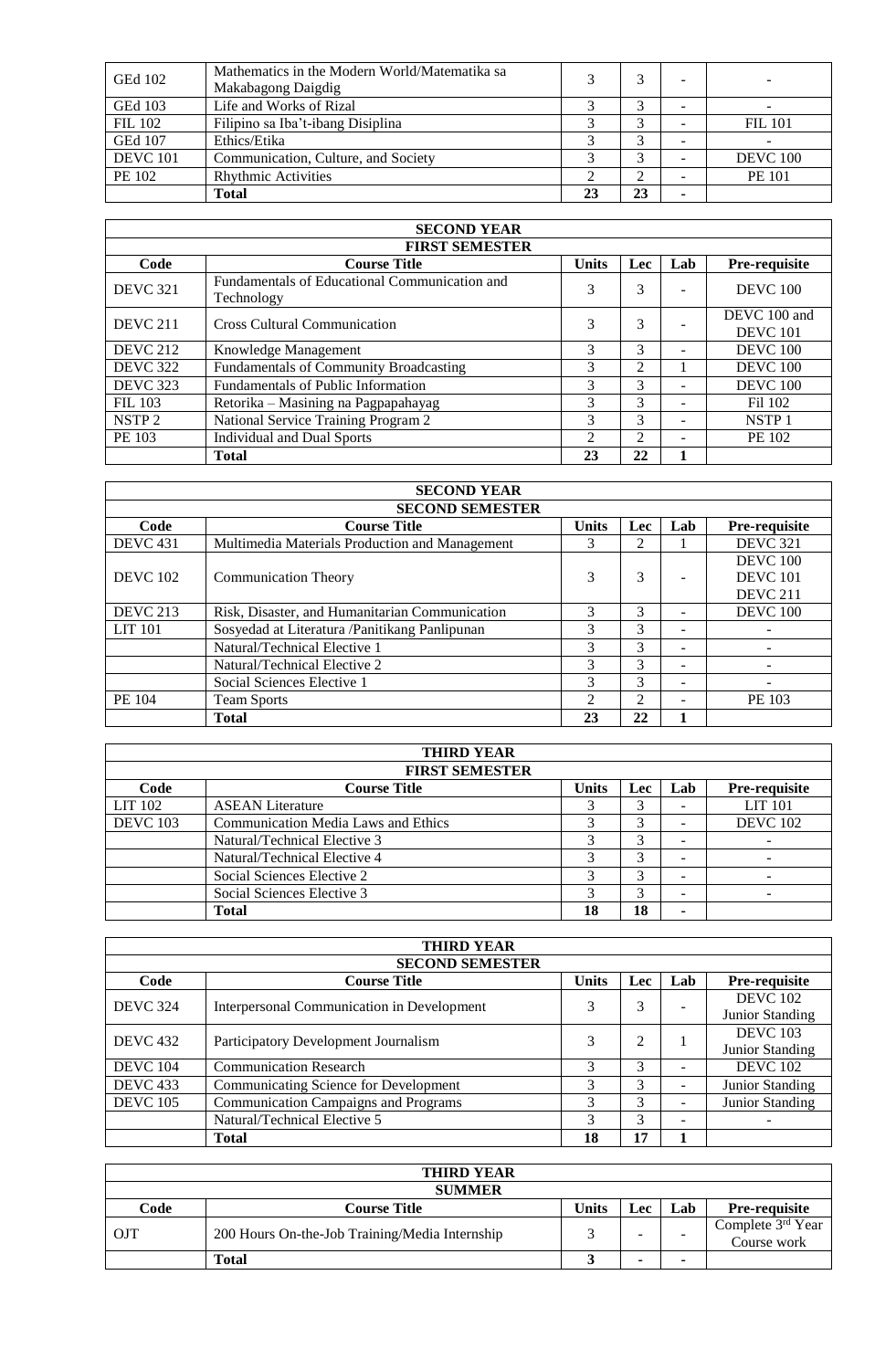| Code | Course Title | Units | Lec | Lab | Pre-requisite |
|---|---|---|---|---|---|
| GEd 102 | Mathematics in the Modern World/Matematika sa Makabagong Daigdig | 3 | 3 | - | - |
| GEd 103 | Life and Works of Rizal | 3 | 3 | - | - |
| FIL 102 | Filipino sa Iba't-ibang Disiplina | 3 | 3 | - | FIL 101 |
| GEd 107 | Ethics/Etika | 3 | 3 | - | - |
| DEVC 101 | Communication, Culture, and Society | 3 | 3 | - | DEVC 100 |
| PE 102 | Rhythmic Activities | 2 | 2 | - | PE 101 |
| | **Total** | **23** | **23** | **-** | |

| SECOND YEAR | | | | | |
|---|---|---|---|---|---|
| **FIRST SEMESTER** | | | | | |
| **Code** | **Course Title** | **Units** | **Lec** | **Lab** | **Pre-requisite** |
| DEVC 321 | Fundamentals of Educational Communication and Technology | 3 | 3 | - | DEVC 100 |
| DEVC 211 | Cross Cultural Communication | 3 | 3 | - | DEVC 100 and DEVC 101 |
| DEVC 212 | Knowledge Management | 3 | 3 | - | DEVC 100 |
| DEVC 322 | Fundamentals of Community Broadcasting | 3 | 2 | 1 | DEVC 100 |
| DEVC 323 | Fundamentals of Public Information | 3 | 3 | - | DEVC 100 |
| FIL 103 | Retorika – Masining na Pagpapahayag | 3 | 3 | - | Fil 102 |
| NSTP 2 | National Service Training Program 2 | 3 | 3 | - | NSTP 1 |
| PE 103 | Individual and Dual Sports | 2 | 2 | - | PE 102 |
| | **Total** | **23** | **22** | **1** | |

| SECOND YEAR | | | | | |
|---|---|---|---|---|---|
| **SECOND SEMESTER** | | | | | |
| **Code** | **Course Title** | **Units** | **Lec** | **Lab** | **Pre-requisite** |
| DEVC 431 | Multimedia Materials Production and Management | 3 | 2 | 1 | DEVC 321 |
| DEVC 102 | Communication Theory | 3 | 3 | - | DEVC 100 DEVC 101 DEVC 211 |
| DEVC 213 | Risk, Disaster, and Humanitarian Communication | 3 | 3 | - | DEVC 100 |
| LIT 101 | Sosyedad at Literatura /Panitikang Panlipunan | 3 | 3 | - | - |
| | Natural/Technical Elective 1 | 3 | 3 | - | - |
| | Natural/Technical Elective 2 | 3 | 3 | - | - |
| | Social Sciences Elective 1 | 3 | 3 | - | - |
| PE 104 | Team Sports | 2 | 2 | - | PE 103 |
| | **Total** | **23** | **22** | **1** | |

| THIRD YEAR | | | | | |
|---|---|---|---|---|---|
| **FIRST SEMESTER** | | | | | |
| **Code** | **Course Title** | **Units** | **Lec** | **Lab** | **Pre-requisite** |
| LIT 102 | ASEAN Literature | 3 | 3 | - | LIT 101 |
| DEVC 103 | Communication Media Laws and Ethics | 3 | 3 | - | DEVC 102 |
| | Natural/Technical Elective 3 | 3 | 3 | - | - |
| | Natural/Technical Elective 4 | 3 | 3 | - | - |
| | Social Sciences Elective 2 | 3 | 3 | - | - |
| | Social Sciences Elective 3 | 3 | 3 | - | - |
| | **Total** | **18** | **18** | **-** | |

| THIRD YEAR | | | | | |
|---|---|---|---|---|---|
| **SECOND SEMESTER** | | | | | |
| **Code** | **Course Title** | **Units** | **Lec** | **Lab** | **Pre-requisite** |
| DEVC 324 | Interpersonal Communication in Development | 3 | 3 | - | DEVC 102 Junior Standing |
| DEVC 432 | Participatory Development Journalism | 3 | 2 | 1 | DEVC 103 Junior Standing |
| DEVC 104 | Communication Research | 3 | 3 | - | DEVC 102 |
| DEVC 433 | Communicating Science for Development | 3 | 3 | - | Junior Standing |
| DEVC 105 | Communication Campaigns and Programs | 3 | 3 | - | Junior Standing |
| | Natural/Technical Elective 5 | 3 | 3 | - | - |
| | **Total** | **18** | **17** | **1** | |

| THIRD YEAR | | | | | |
|---|---|---|---|---|---|
| **SUMMER** | | | | | |
| **Code** | **Course Title** | **Units** | **Lec** | **Lab** | **Pre-requisite** |
| OJT | 200 Hours On-the-Job Training/Media Internship | 3 | - | - | Complete 3rd Year Course work |
| | **Total** | **3** | **-** | **-** | |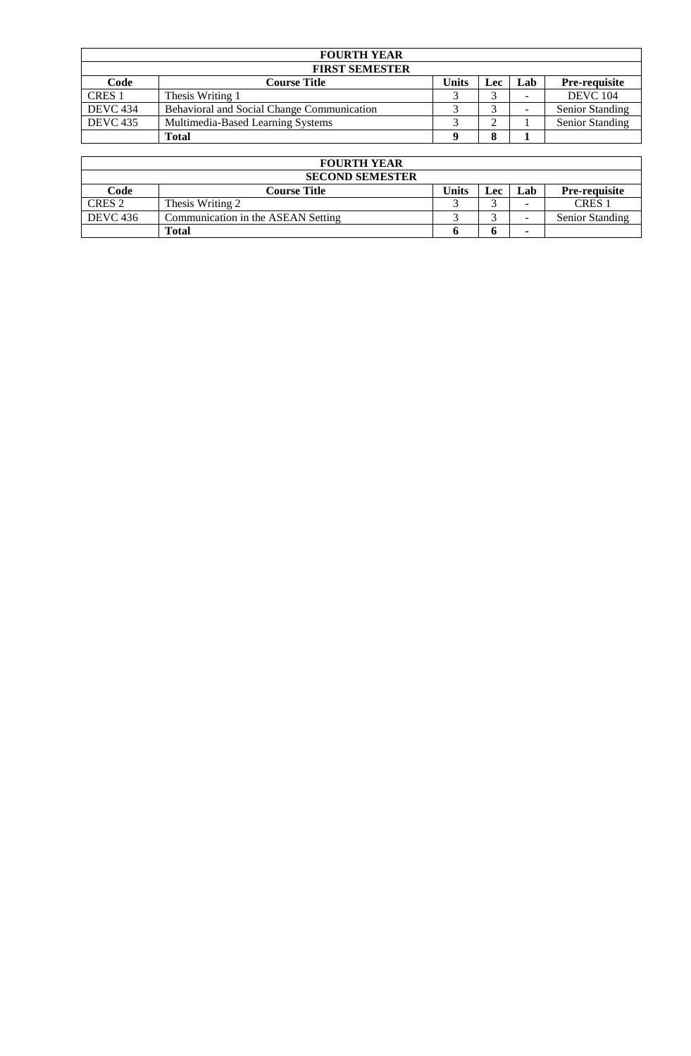| FOURTH YEAR | | | | | |
|---|---|---|---|---|---|
| FIRST SEMESTER | | | | | |
| **Code** | **Course Title** | **Units** | **Lec** | **Lab** | **Pre-requisite** |
| CRES 1 | Thesis Writing 1 | 3 | 3 | - | DEVC 104 |
| DEVC 434 | Behavioral and Social Change Communication | 3 | 3 | - | Senior Standing |
| DEVC 435 | Multimedia-Based Learning Systems | 3 | 2 | 1 | Senior Standing |
| | **Total** | **9** | **8** | **1** | |

| FOURTH YEAR | | | | | |
|---|---|---|---|---|---|
| SECOND SEMESTER | | | | | |
| **Code** | **Course Title** | **Units** | **Lec** | **Lab** | **Pre-requisite** |
| CRES 2 | Thesis Writing 2 | 3 | 3 | - | CRES 1 |
| DEVC 436 | Communication in the ASEAN Setting | 3 | 3 | - | Senior Standing |
| | **Total** | **6** | **6** | **-** | |